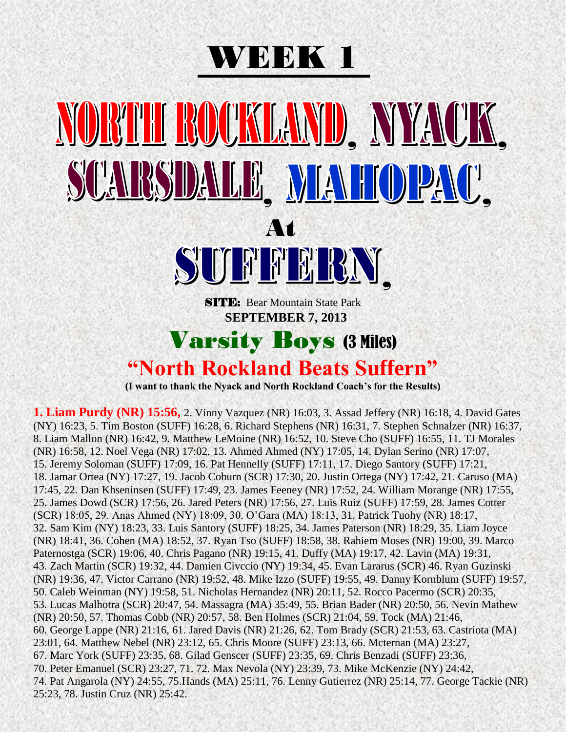# WEEK 1

# NORTH ROCKLAND, NYACK, SCARSDALE, MAHOPAC,

## At

# SUFFERN,

**SITE:** Bear Mountain State Park

**SEPTEMBER 7, 2013**

## Varsity Boys (3 Miles)

## "North Rockland Beats Suffern"

**(I want to thank the Nyack and North Rockland Coach's for the Results)**

**1. Liam Purdy (NR) 15:56,** 2. Vinny Vazquez (NR) 16:03, 3. Assad Jeffery (NR) 16:18, 4. David Gates (NY) 16:23, 5. Tim Boston (SUFF) 16:28, 6. Richard Stephens (NR) 16:31, 7. Stephen Schnalzer (NR) 16:37, 8. Liam Mallon (NR) 16:42, 9. Matthew LeMoine (NR) 16:52, 10. Steve Cho (SUFF) 16:55, 11. TJ Morales (NR) 16:58, 12. Noel Vega (NR) 17:02, 13. Ahmed Ahmed (NY) 17:05, 14. Dylan Serino (NR) 17:07, 15. Jeremy Soloman (SUFF) 17:09, 16. Pat Hennelly (SUFF) 17:11, 17. Diego Santory (SUFF) 17:21, 18. Jamar Ortea (NY) 17:27, 19. Jacob Coburn (SCR) 17:30, 20. Justin Ortega (NY) 17:42, 21. Caruso (MA) 17:45, 22. Dan Khseninsen (SUFF) 17:49, 23. James Feeney (NR) 17:52, 24. William Morange (NR) 17:55, 25. James Dowd (SCR) 17:56, 26. Jared Peters (NR) 17:56, 27. Luis Ruiz (SUFF) 17:59, 28. James Cotter (SCR) 18:05, 29. Anas Ahmed (NY) 18:09, 30. O'Gara (MA) 18:13, 31. Patrick Tuohy (NR) 18:17, 32. Sam Kim (NY) 18:23, 33. Luis Santory (SUFF) 18:25, 34. James Paterson (NR) 18:29, 35. Liam Joyce (NR) 18:41, 36. Cohen (MA) 18:52, 37. Ryan Tso (SUFF) 18:58, 38. Rahiem Moses (NR) 19:00, 39. Marco Paternostga (SCR) 19:06, 40. Chris Pagano (NR) 19:15, 41. Duffy (MA) 19:17, 42. Lavin (MA) 19:31, 43. Zach Martin (SCR) 19:32, 44. Damien Civccio (NY) 19:34, 45. Evan Lararus (SCR) 46. Ryan Guzinski (NR) 19:36, 47. Victor Carrano (NR) 19:52, 48. Mike Izzo (SUFF) 19:55, 49. Danny Kornblum (SUFF) 19:57, 50. Caleb Weinman (NY) 19:58, 51. Nicholas Hernandez (NR) 20:11, 52. Rocco Pacermo (SCR) 20:35, 53. Lucas Malhotra (SCR) 20:47, 54. Massagra (MA) 35:49, 55. Brian Bader (NR) 20:50, 56. Nevin Mathew (NR) 20:50, 57. Thomas Cobb (NR) 20:57, 58. Ben Holmes (SCR) 21:04, 59. Tock (MA) 21:46, 60. George Lappe (NR) 21:16, 61. Jared Davis (NR) 21:26, 62. Tom Brady (SCR) 21:53, 63. Castriota (MA) 23:01, 64. Matthew Nebel (NR) 23:12, 65. Chris Moore (SUFF) 23:13, 66. Mcternan (MA) 23:27, 67. Marc York (SUFF) 23:35, 68. Gilad Genscer (SUFF) 23:35, 69. Chris Benzadi (SUFF) 23:36, 70. Peter Emanuel (SCR) 23:27, 71. 72. Max Nevola (NY) 23:39, 73. Mike McKenzie (NY) 24:42, 74. Pat Angarola (NY) 24:55, 75.Hands (MA) 25:11, 76. Lenny Gutierrez (NR) 25:14, 77. George Tackie (NR) 25:23, 78. Justin Cruz (NR) 25:42.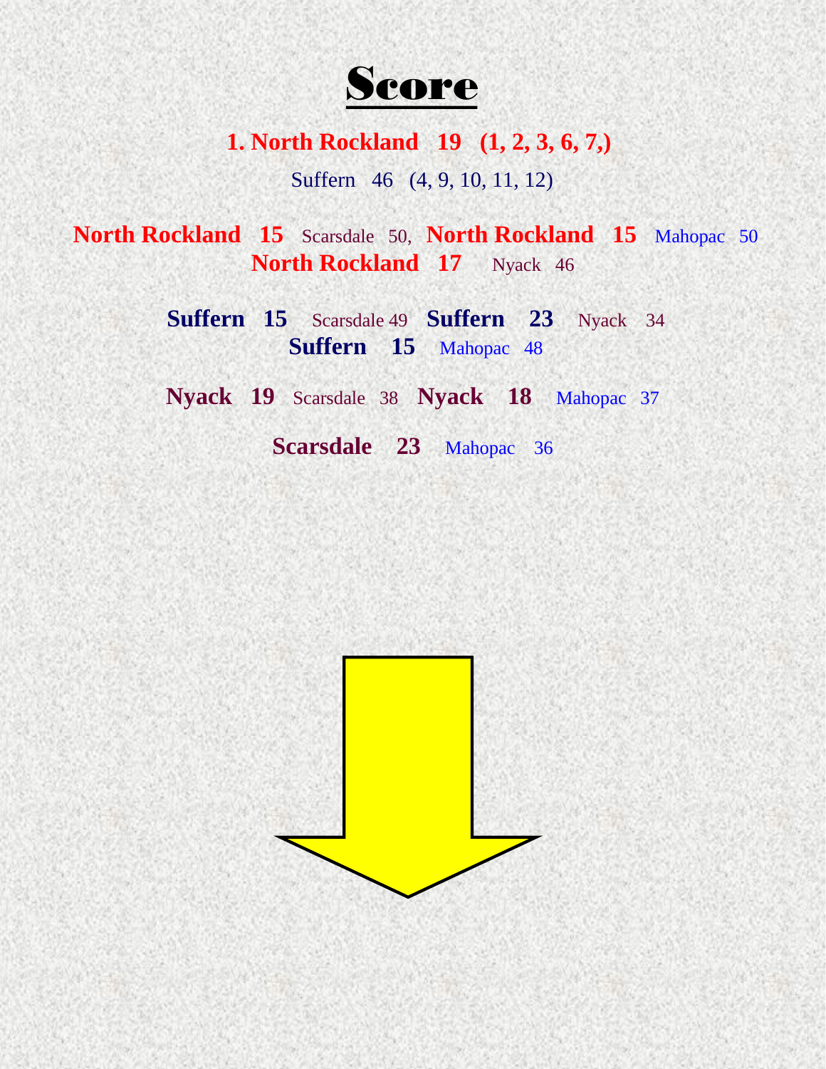# Score

**1. North Rockland 19 (1, 2, 3, 6, 7,)**

Suffern 46 (4, 9, 10, 11, 12)

**North Rockland 15** Scarsdale 50, **North Rockland 15** Mahopac 50
**North Rockland 17** Nyack 46

**Suffern 15** Scarsdale 49 **Suffern 23** Nyack 34
**Suffern 15** Mahopac 48

**Nyack 19** Scarsdale 38 **Nyack 18** Mahopac 37

**Scarsdale 23** Mahopac 36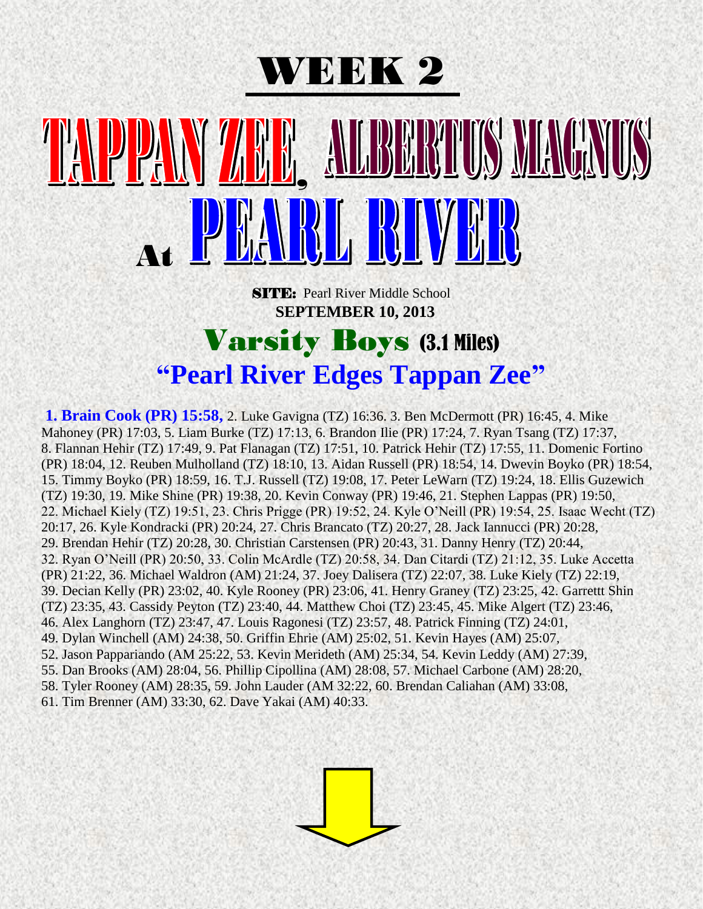# WEEK 2

# TAPPAN ZEE, ALBERTUS MAGNUS At PEARL RIVER

**SITE:** Pearl River Middle School
**SEPTEMBER 10, 2013**

## Varsity Boys (3.1 Miles)

### "Pearl River Edges Tappan Zee"

**1. Brain Cook (PR) 15:58,** 2. Luke Gavigna (TZ) 16:36. 3. Ben McDermott (PR) 16:45, 4. Mike Mahoney (PR) 17:03, 5. Liam Burke (TZ) 17:13, 6. Brandon Ilie (PR) 17:24, 7. Ryan Tsang (TZ) 17:37, 8. Flannan Hehir (TZ) 17:49, 9. Pat Flanagan (TZ) 17:51, 10. Patrick Hehir (TZ) 17:55, 11. Domenic Fortino (PR) 18:04, 12. Reuben Mulholland (TZ) 18:10, 13. Aidan Russell (PR) 18:54, 14. Dwevin Boyko (PR) 18:54, 15. Timmy Boyko (PR) 18:59, 16. T.J. Russell (TZ) 19:08, 17. Peter LeWarn (TZ) 19:24, 18. Ellis Guzewich (TZ) 19:30, 19. Mike Shine (PR) 19:38, 20. Kevin Conway (PR) 19:46, 21. Stephen Lappas (PR) 19:50, 22. Michael Kiely (TZ) 19:51, 23. Chris Prigge (PR) 19:52, 24. Kyle O'Neill (PR) 19:54, 25. Isaac Wecht (TZ) 20:17, 26. Kyle Kondracki (PR) 20:24, 27. Chris Brancato (TZ) 20:27, 28. Jack Iannucci (PR) 20:28, 29. Brendan Hehir (TZ) 20:28, 30. Christian Carstensen (PR) 20:43, 31. Danny Henry (TZ) 20:44, 32. Ryan O'Neill (PR) 20:50, 33. Colin McArdle (TZ) 20:58, 34. Dan Citardi (TZ) 21:12, 35. Luke Accetta (PR) 21:22, 36. Michael Waldron (AM) 21:24, 37. Joey Dalisera (TZ) 22:07, 38. Luke Kiely (TZ) 22:19, 39. Decian Kelly (PR) 23:02, 40. Kyle Rooney (PR) 23:06, 41. Henry Graney (TZ) 23:25, 42. Garrettt Shin (TZ) 23:35, 43. Cassidy Peyton (TZ) 23:40, 44. Matthew Choi (TZ) 23:45, 45. Mike Algert (TZ) 23:46, 46. Alex Langhorn (TZ) 23:47, 47. Louis Ragonesi (TZ) 23:57, 48. Patrick Finning (TZ) 24:01, 49. Dylan Winchell (AM) 24:38, 50. Griffin Ehrie (AM) 25:02, 51. Kevin Hayes (AM) 25:07, 52. Jason Pappariando (AM 25:22, 53. Kevin Merideth (AM) 25:34, 54. Kevin Leddy (AM) 27:39, 55. Dan Brooks (AM) 28:04, 56. Phillip Cipollina (AM) 28:08, 57. Michael Carbone (AM) 28:20, 58. Tyler Rooney (AM) 28:35, 59. John Lauder (AM 32:22, 60. Brendan Caliahan (AM) 33:08, 61. Tim Brenner (AM) 33:30, 62. Dave Yakai (AM) 40:33.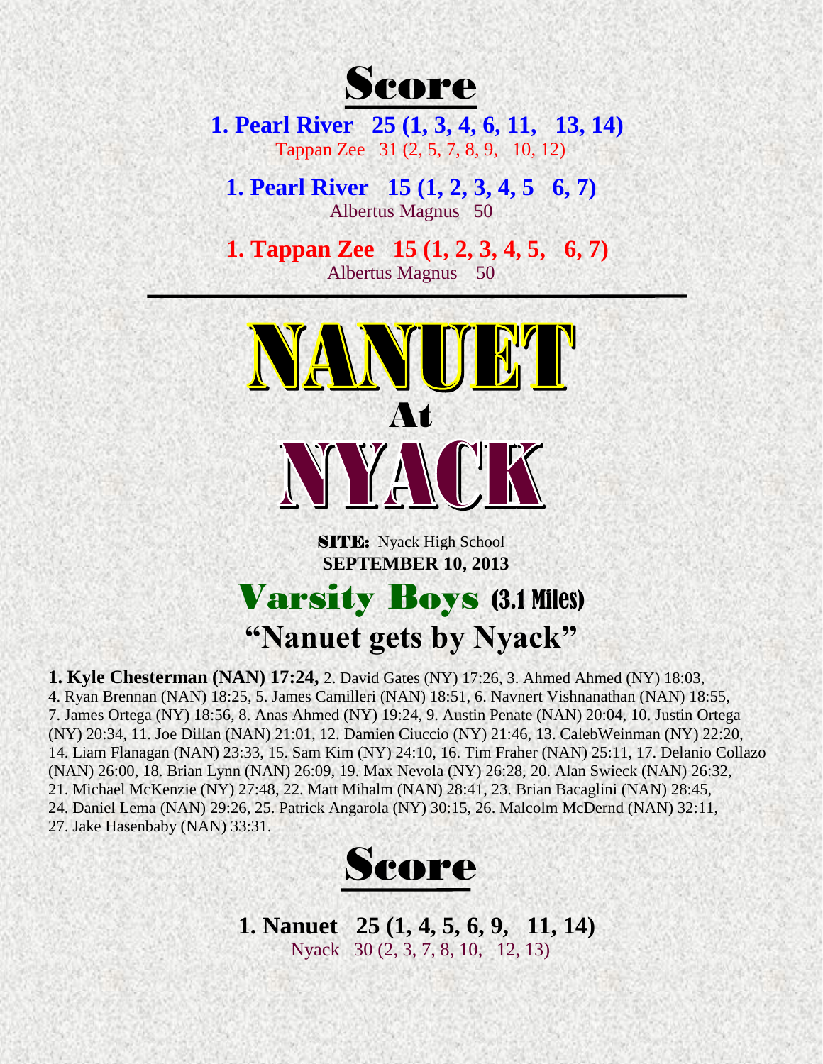## Score

**1. Pearl River 25 (1, 3, 4, 6, 11, 13, 14)**
Tappan Zee 31 (2, 5, 7, 8, 9, 10, 12)

**1. Pearl River 15 (1, 2, 3, 4, 5 6, 7)**
Albertus Magnus 50

**1. Tappan Zee 15 (1, 2, 3, 4, 5, 6, 7)**
Albertus Magnus 50

---

# NANUET
## At
# NYACK

**SITE:** Nyack High School
**SEPTEMBER 10, 2013**

## Varsity Boys (3.1 Miles)

## "Nanuet gets by Nyack"

**1. Kyle Chesterman (NAN) 17:24,** 2. David Gates (NY) 17:26, 3. Ahmed Ahmed (NY) 18:03, 4. Ryan Brennan (NAN) 18:25, 5. James Camilleri (NAN) 18:51, 6. Navnert Vishnanathan (NAN) 18:55, 7. James Ortega (NY) 18:56, 8. Anas Ahmed (NY) 19:24, 9. Austin Penate (NAN) 20:04, 10. Justin Ortega (NY) 20:34, 11. Joe Dillan (NAN) 21:01, 12. Damien Ciuccio (NY) 21:46, 13. CalebWeinman (NY) 22:20, 14. Liam Flanagan (NAN) 23:33, 15. Sam Kim (NY) 24:10, 16. Tim Fraher (NAN) 25:11, 17. Delanio Collazo (NAN) 26:00, 18. Brian Lynn (NAN) 26:09, 19. Max Nevola (NY) 26:28, 20. Alan Swieck (NAN) 26:32, 21. Michael McKenzie (NY) 27:48, 22. Matt Mihalm (NAN) 28:41, 23. Brian Bacaglini (NAN) 28:45, 24. Daniel Lema (NAN) 29:26, 25. Patrick Angarola (NY) 30:15, 26. Malcolm McDernd (NAN) 32:11, 27. Jake Hasenbaby (NAN) 33:31.

## Score

**1. Nanuet 25 (1, 4, 5, 6, 9, 11, 14)**
Nyack 30 (2, 3, 7, 8, 10, 12, 13)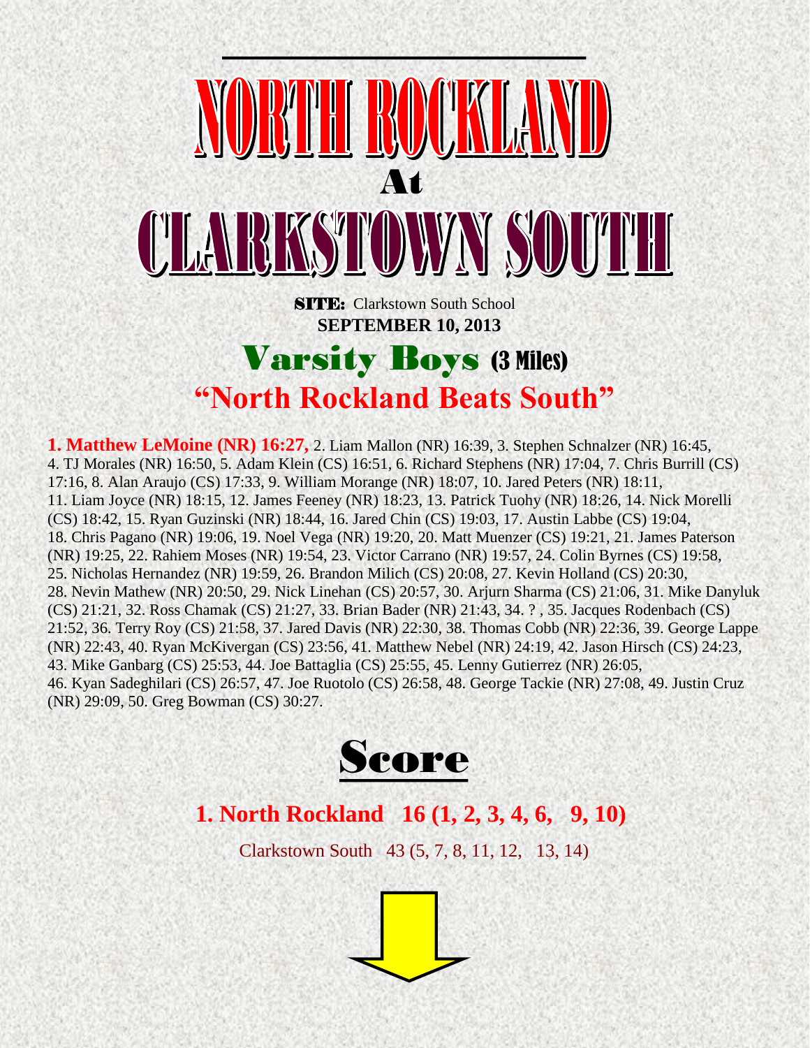# NORTH ROCKLAND

At

# CLARKSTOWN SOUTH

**SITE:** Clarkstown South School

**SEPTEMBER 10, 2013**

## Varsity Boys (3 Miles)

## "North Rockland Beats South"

**1. Matthew LeMoine (NR) 16:27,** 2. Liam Mallon (NR) 16:39, 3. Stephen Schnalzer (NR) 16:45, 4. TJ Morales (NR) 16:50, 5. Adam Klein (CS) 16:51, 6. Richard Stephens (NR) 17:04, 7. Chris Burrill (CS) 17:16, 8. Alan Araujo (CS) 17:33, 9. William Morange (NR) 18:07, 10. Jared Peters (NR) 18:11, 11. Liam Joyce (NR) 18:15, 12. James Feeney (NR) 18:23, 13. Patrick Tuohy (NR) 18:26, 14. Nick Morelli (CS) 18:42, 15. Ryan Guzinski (NR) 18:44, 16. Jared Chin (CS) 19:03, 17. Austin Labbe (CS) 19:04, 18. Chris Pagano (NR) 19:06, 19. Noel Vega (NR) 19:20, 20. Matt Muenzer (CS) 19:21, 21. James Paterson (NR) 19:25, 22. Rahiem Moses (NR) 19:54, 23. Victor Carrano (NR) 19:57, 24. Colin Byrnes (CS) 19:58, 25. Nicholas Hernandez (NR) 19:59, 26. Brandon Milich (CS) 20:08, 27. Kevin Holland (CS) 20:30, 28. Nevin Mathew (NR) 20:50, 29. Nick Linehan (CS) 20:57, 30. Arjurn Sharma (CS) 21:06, 31. Mike Danyluk (CS) 21:21, 32. Ross Chamak (CS) 21:27, 33. Brian Bader (NR) 21:43, 34. ? , 35. Jacques Rodenbach (CS) 21:52, 36. Terry Roy (CS) 21:58, 37. Jared Davis (NR) 22:30, 38. Thomas Cobb (NR) 22:36, 39. George Lappe (NR) 22:43, 40. Ryan McKivergan (CS) 23:56, 41. Matthew Nebel (NR) 24:19, 42. Jason Hirsch (CS) 24:23, 43. Mike Ganbarg (CS) 25:53, 44. Joe Battaglia (CS) 25:55, 45. Lenny Gutierrez (NR) 26:05, 46. Kyan Sadeghilari (CS) 26:57, 47. Joe Ruotolo (CS) 26:58, 48. George Tackie (NR) 27:08, 49. Justin Cruz (NR) 29:09, 50. Greg Bowman (CS) 30:27.

## Score

**1. North Rockland 16 (1, 2, 3, 4, 6, 9, 10)**

Clarkstown South 43 (5, 7, 8, 11, 12, 13, 14)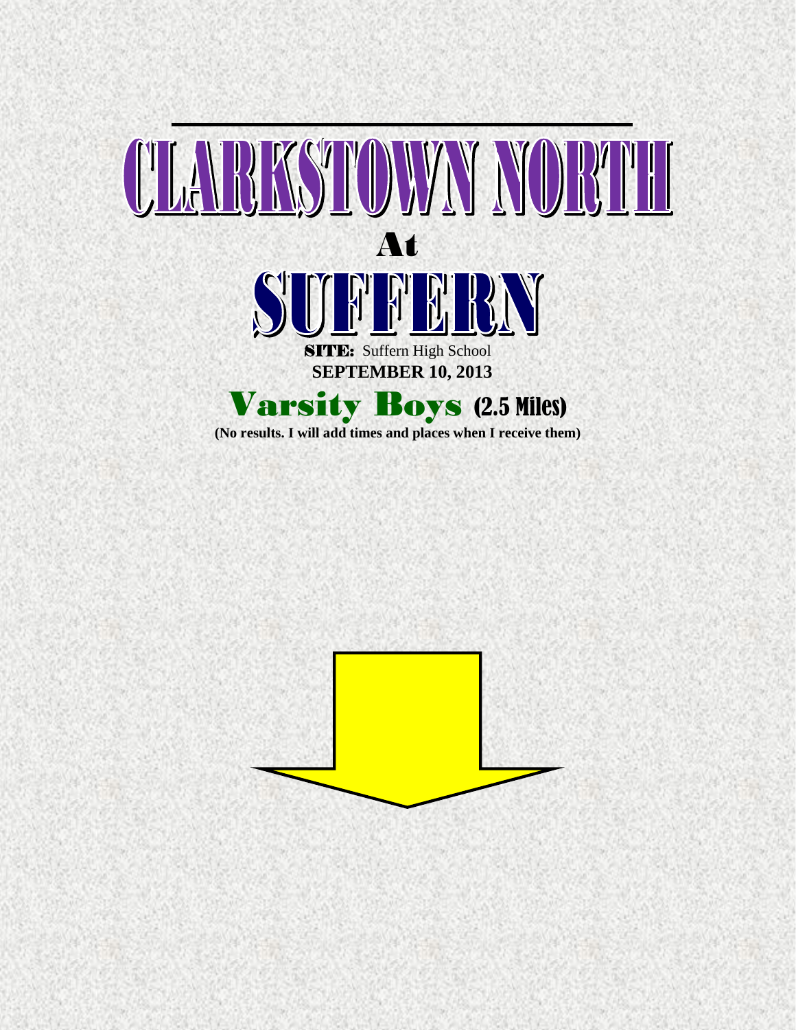# CLARKSTOWN NORTH

At

# SUFFERN

**SITE:** Suffern High School

**SEPTEMBER 10, 2013**

## Varsity Boys (2.5 Miles)

**(No results. I will add times and places when I receive them)**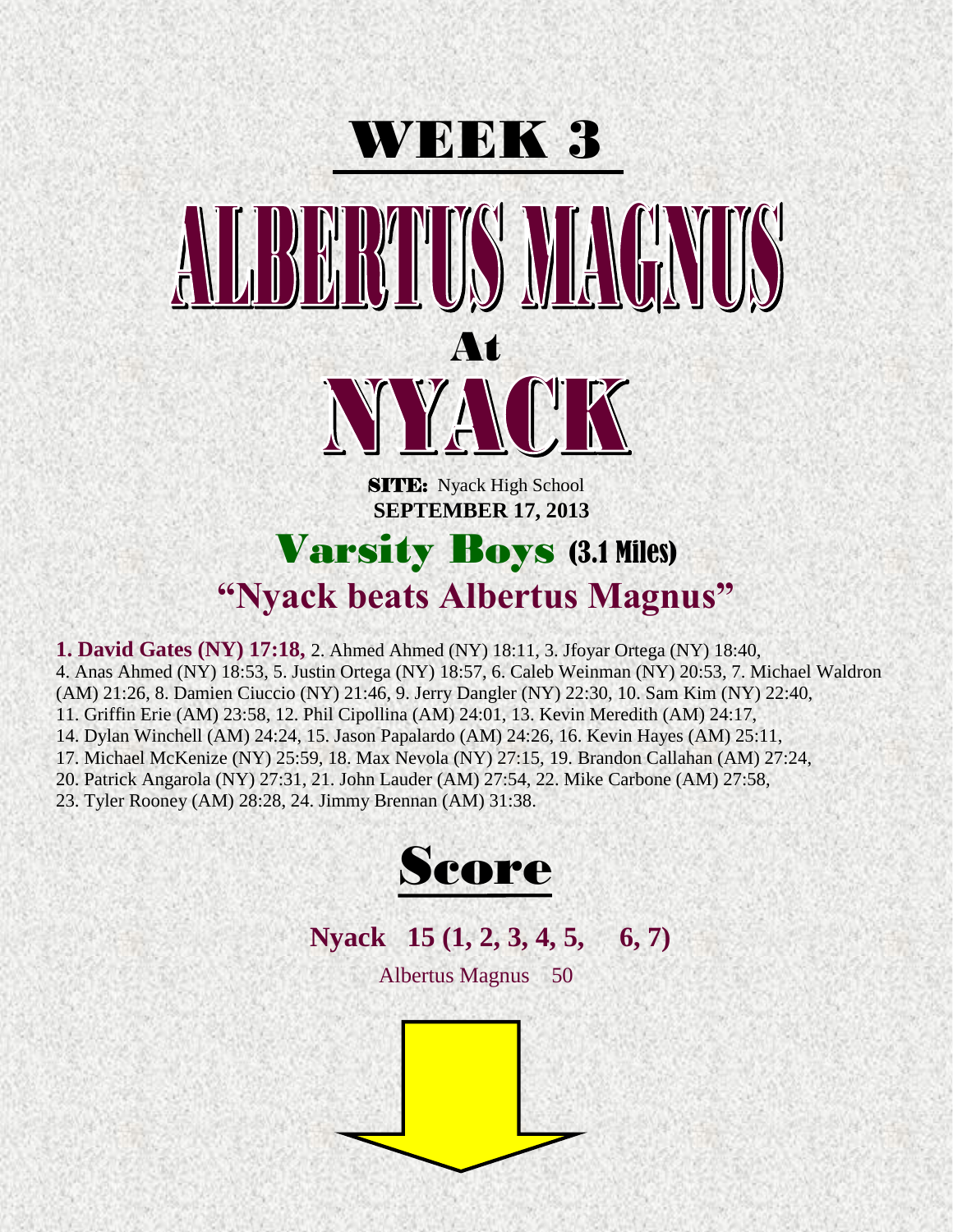# WEEK 3

# ALBERTUS MAGNUS

## At

# NYACK

**SITE:** Nyack High School

**SEPTEMBER 17, 2013**

## Varsity Boys (3.1 Miles)

## "Nyack beats Albertus Magnus"

**1. David Gates (NY) 17:18,** 2. Ahmed Ahmed (NY) 18:11, 3. Jfoyar Ortega (NY) 18:40, 4. Anas Ahmed (NY) 18:53, 5. Justin Ortega (NY) 18:57, 6. Caleb Weinman (NY) 20:53, 7. Michael Waldron (AM) 21:26, 8. Damien Ciuccio (NY) 21:46, 9. Jerry Dangler (NY) 22:30, 10. Sam Kim (NY) 22:40, 11. Griffin Erie (AM) 23:58, 12. Phil Cipollina (AM) 24:01, 13. Kevin Meredith (AM) 24:17, 14. Dylan Winchell (AM) 24:24, 15. Jason Papalardo (AM) 24:26, 16. Kevin Hayes (AM) 25:11, 17. Michael McKenize (NY) 25:59, 18. Max Nevola (NY) 27:15, 19. Brandon Callahan (AM) 27:24, 20. Patrick Angarola (NY) 27:31, 21. John Lauder (AM) 27:54, 22. Mike Carbone (AM) 27:58, 23. Tyler Rooney (AM) 28:28, 24. Jimmy Brennan (AM) 31:38.

## Score

**Nyack 15 (1, 2, 3, 4, 5, 6, 7)**

Albertus Magnus 50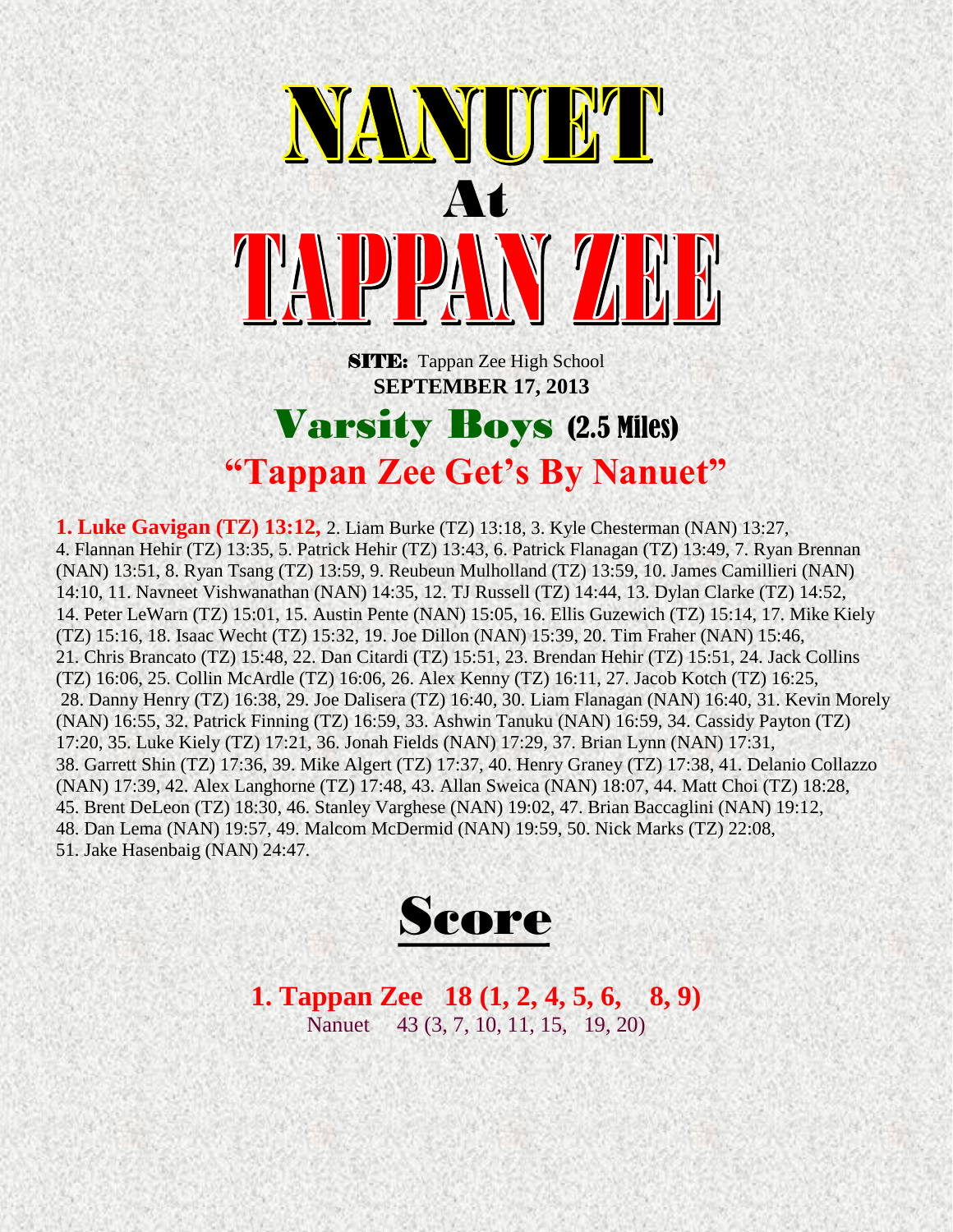# NANUET
# At
# TAPPAN ZEE

**SITE:** Tappan Zee High School
**SEPTEMBER 17, 2013**

## Varsity Boys (2.5 Miles)

## "Tappan Zee Get's By Nanuet"

**1. Luke Gavigan (TZ) 13:12,** 2. Liam Burke (TZ) 13:18, 3. Kyle Chesterman (NAN) 13:27, 4. Flannan Hehir (TZ) 13:35, 5. Patrick Hehir (TZ) 13:43, 6. Patrick Flanagan (TZ) 13:49, 7. Ryan Brennan (NAN) 13:51, 8. Ryan Tsang (TZ) 13:59, 9. Reubeun Mulholland (TZ) 13:59, 10. James Camillieri (NAN) 14:10, 11. Navneet Vishwanathan (NAN) 14:35, 12. TJ Russell (TZ) 14:44, 13. Dylan Clarke (TZ) 14:52, 14. Peter LeWarn (TZ) 15:01, 15. Austin Pente (NAN) 15:05, 16. Ellis Guzewich (TZ) 15:14, 17. Mike Kiely (TZ) 15:16, 18. Isaac Wecht (TZ) 15:32, 19. Joe Dillon (NAN) 15:39, 20. Tim Fraher (NAN) 15:46, 21. Chris Brancato (TZ) 15:48, 22. Dan Citardi (TZ) 15:51, 23. Brendan Hehir (TZ) 15:51, 24. Jack Collins (TZ) 16:06, 25. Collin McArdle (TZ) 16:06, 26. Alex Kenny (TZ) 16:11, 27. Jacob Kotch (TZ) 16:25, 28. Danny Henry (TZ) 16:38, 29. Joe Dalisera (TZ) 16:40, 30. Liam Flanagan (NAN) 16:40, 31. Kevin Morely (NAN) 16:55, 32. Patrick Finning (TZ) 16:59, 33. Ashwin Tanuku (NAN) 16:59, 34. Cassidy Payton (TZ) 17:20, 35. Luke Kiely (TZ) 17:21, 36. Jonah Fields (NAN) 17:29, 37. Brian Lynn (NAN) 17:31, 38. Garrett Shin (TZ) 17:36, 39. Mike Algert (TZ) 17:37, 40. Henry Graney (TZ) 17:38, 41. Delanio Collazzo (NAN) 17:39, 42. Alex Langhorne (TZ) 17:48, 43. Allan Sweica (NAN) 18:07, 44. Matt Choi (TZ) 18:28, 45. Brent DeLeon (TZ) 18:30, 46. Stanley Varghese (NAN) 19:02, 47. Brian Baccaglini (NAN) 19:12, 48. Dan Lema (NAN) 19:57, 49. Malcom McDermid (NAN) 19:59, 50. Nick Marks (TZ) 22:08, 51. Jake Hasenbaig (NAN) 24:47.

## Score

**1. Tappan Zee 18 (1, 2, 4, 5, 6, 8, 9)**
Nanuet 43 (3, 7, 10, 11, 15, 19, 20)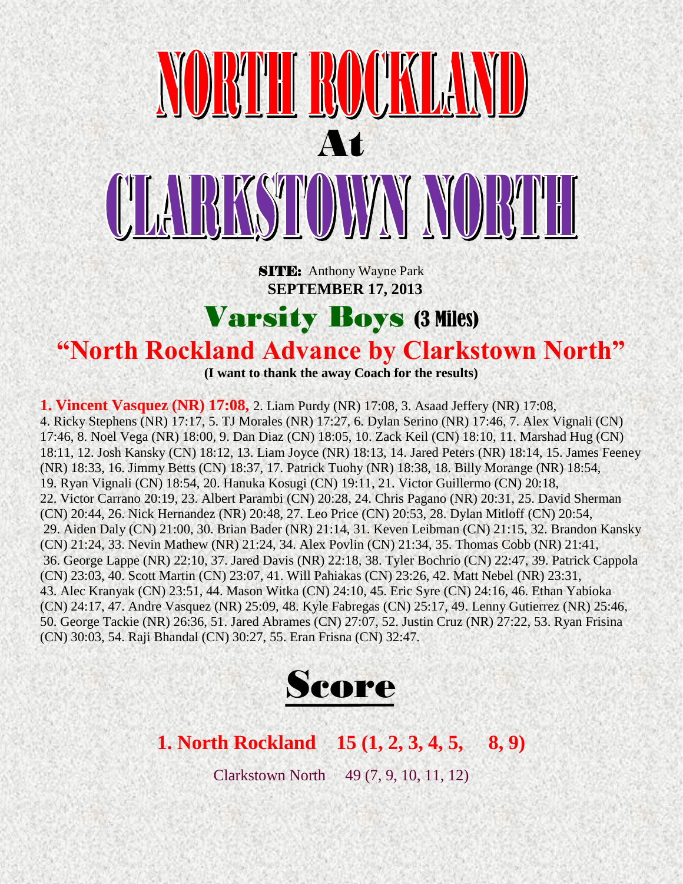# NORTH ROCKLAND

# At

# CLARKSTOWN NORTH

**SITE:** Anthony Wayne Park
**SEPTEMBER 17, 2013**

## Varsity Boys (3 Miles)

## "North Rockland Advance by Clarkstown North"

**(I want to thank the away Coach for the results)**

**1. Vincent Vasquez (NR) 17:08,** 2. Liam Purdy (NR) 17:08, 3. Asaad Jeffery (NR) 17:08, 4. Ricky Stephens (NR) 17:17, 5. TJ Morales (NR) 17:27, 6. Dylan Serino (NR) 17:46, 7. Alex Vignali (CN) 17:46, 8. Noel Vega (NR) 18:00, 9. Dan Diaz (CN) 18:05, 10. Zack Keil (CN) 18:10, 11. Marshad Hug (CN) 18:11, 12. Josh Kansky (CN) 18:12, 13. Liam Joyce (NR) 18:13, 14. Jared Peters (NR) 18:14, 15. James Feeney (NR) 18:33, 16. Jimmy Betts (CN) 18:37, 17. Patrick Tuohy (NR) 18:38, 18. Billy Morange (NR) 18:54, 19. Ryan Vignali (CN) 18:54, 20. Hanuka Kosugi (CN) 19:11, 21. Victor Guillermo (CN) 20:18, 22. Victor Carrano 20:19, 23. Albert Parambi (CN) 20:28, 24. Chris Pagano (NR) 20:31, 25. David Sherman (CN) 20:44, 26. Nick Hernandez (NR) 20:48, 27. Leo Price (CN) 20:53, 28. Dylan Mitloff (CN) 20:54, 29. Aiden Daly (CN) 21:00, 30. Brian Bader (NR) 21:14, 31. Keven Leibman (CN) 21:15, 32. Brandon Kansky (CN) 21:24, 33. Nevin Mathew (NR) 21:24, 34. Alex Povlin (CN) 21:34, 35. Thomas Cobb (NR) 21:41, 36. George Lappe (NR) 22:10, 37. Jared Davis (NR) 22:18, 38. Tyler Bochrio (CN) 22:47, 39. Patrick Cappola (CN) 23:03, 40. Scott Martin (CN) 23:07, 41. Will Pahiakas (CN) 23:26, 42. Matt Nebel (NR) 23:31, 43. Alec Kranyak (CN) 23:51, 44. Mason Witka (CN) 24:10, 45. Eric Syre (CN) 24:16, 46. Ethan Yabioka (CN) 24:17, 47. Andre Vasquez (NR) 25:09, 48. Kyle Fabregas (CN) 25:17, 49. Lenny Gutierrez (NR) 25:46, 50. George Tackie (NR) 26:36, 51. Jared Abrames (CN) 27:07, 52. Justin Cruz (NR) 27:22, 53. Ryan Frisina (CN) 30:03, 54. Raji Bhandal (CN) 30:27, 55. Eran Frisna (CN) 32:47.

## Score

**1. North Rockland 15 (1, 2, 3, 4, 5, 8, 9)**

Clarkstown North 49 (7, 9, 10, 11, 12)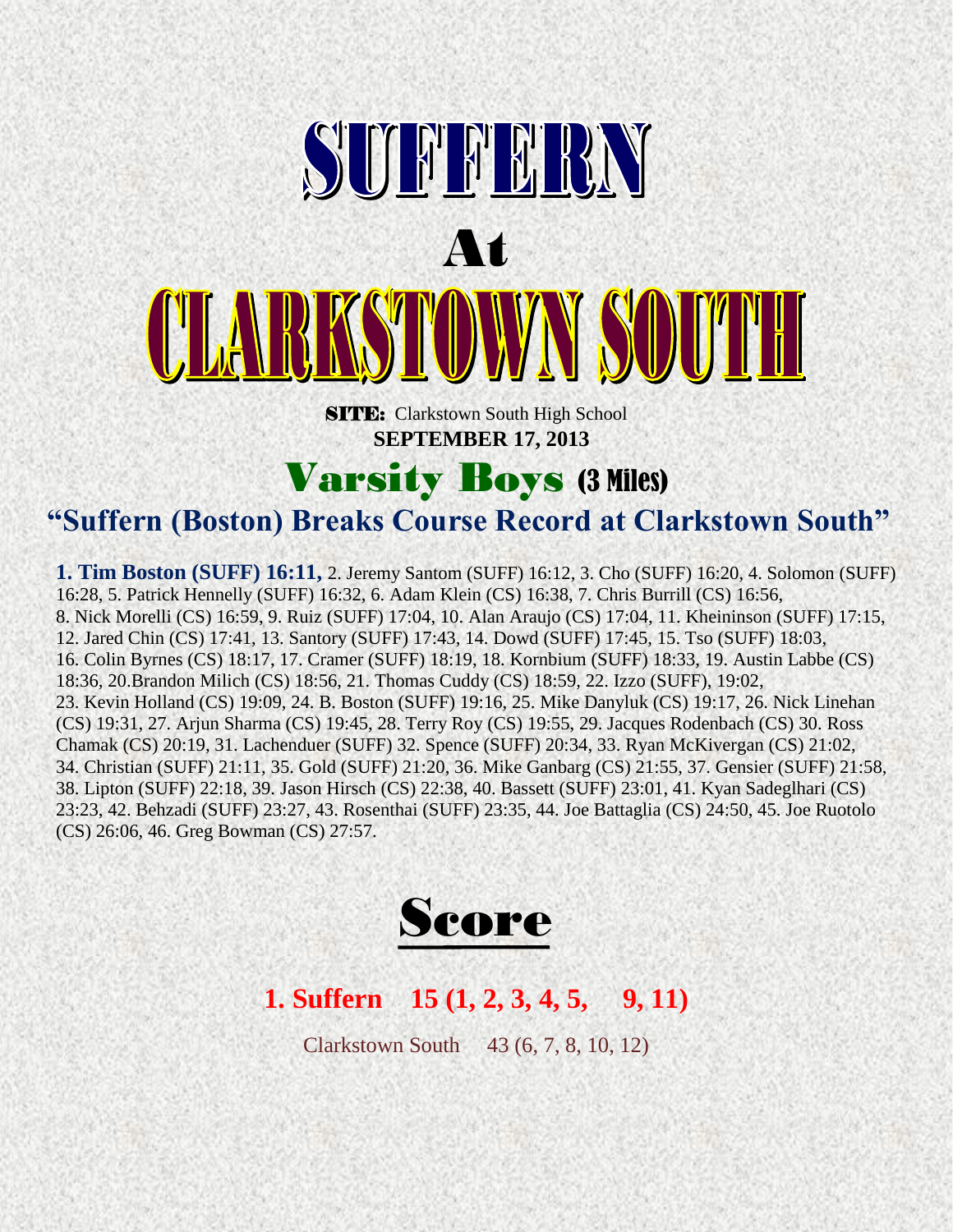# SUFFERN

# At

# CLARKSTOWN SOUTH

**SITE:** Clarkstown South High School

**SEPTEMBER 17, 2013**

## Varsity Boys (3 Miles)

### "Suffern (Boston) Breaks Course Record at Clarkstown South"

**1. Tim Boston (SUFF) 16:11,** 2. Jeremy Santom (SUFF) 16:12, 3. Cho (SUFF) 16:20, 4. Solomon (SUFF) 16:28, 5. Patrick Hennelly (SUFF) 16:32, 6. Adam Klein (CS) 16:38, 7. Chris Burrill (CS) 16:56, 8. Nick Morelli (CS) 16:59, 9. Ruiz (SUFF) 17:04, 10. Alan Araujo (CS) 17:04, 11. Kheininson (SUFF) 17:15, 12. Jared Chin (CS) 17:41, 13. Santory (SUFF) 17:43, 14. Dowd (SUFF) 17:45, 15. Tso (SUFF) 18:03, 16. Colin Byrnes (CS) 18:17, 17. Cramer (SUFF) 18:19, 18. Kornbium (SUFF) 18:33, 19. Austin Labbe (CS) 18:36, 20.Brandon Milich (CS) 18:56, 21. Thomas Cuddy (CS) 18:59, 22. Izzo (SUFF), 19:02, 23. Kevin Holland (CS) 19:09, 24. B. Boston (SUFF) 19:16, 25. Mike Danyluk (CS) 19:17, 26. Nick Linehan (CS) 19:31, 27. Arjun Sharma (CS) 19:45, 28. Terry Roy (CS) 19:55, 29. Jacques Rodenbach (CS) 30. Ross Chamak (CS) 20:19, 31. Lachenduer (SUFF) 32. Spence (SUFF) 20:34, 33. Ryan McKivergan (CS) 21:02, 34. Christian (SUFF) 21:11, 35. Gold (SUFF) 21:20, 36. Mike Ganbarg (CS) 21:55, 37. Gensier (SUFF) 21:58, 38. Lipton (SUFF) 22:18, 39. Jason Hirsch (CS) 22:38, 40. Bassett (SUFF) 23:01, 41. Kyan Sadeglhari (CS) 23:23, 42. Behzadi (SUFF) 23:27, 43. Rosenthai (SUFF) 23:35, 44. Joe Battaglia (CS) 24:50, 45. Joe Ruotolo (CS) 26:06, 46. Greg Bowman (CS) 27:57.

## Score

**1. Suffern 15 (1, 2, 3, 4, 5, 9, 11)**

Clarkstown South 43 (6, 7, 8, 10, 12)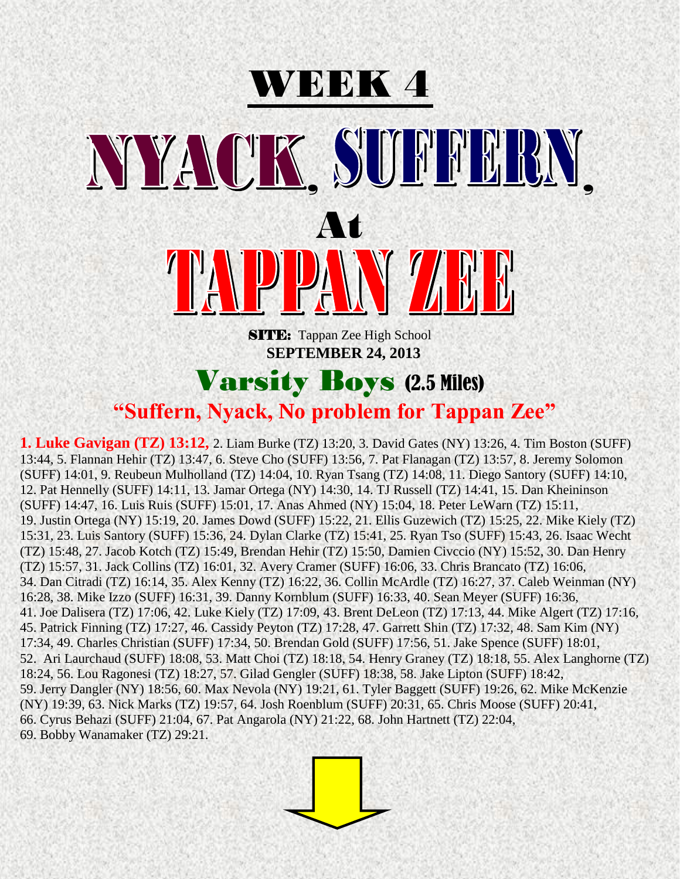# WEEK 4

# NYACK, SUFFERN, At TAPPAN ZEE

**SITE:** Tappan Zee High School

**SEPTEMBER 24, 2013**

## Varsity Boys (2.5 Miles)

### "Suffern, Nyack, No problem for Tappan Zee"

**1. Luke Gavigan (TZ) 13:12,** 2. Liam Burke (TZ) 13:20, 3. David Gates (NY) 13:26, 4. Tim Boston (SUFF) 13:44, 5. Flannan Hehir (TZ) 13:47, 6. Steve Cho (SUFF) 13:56, 7. Pat Flanagan (TZ) 13:57, 8. Jeremy Solomon (SUFF) 14:01, 9. Reubeun Mulholland (TZ) 14:04, 10. Ryan Tsang (TZ) 14:08, 11. Diego Santory (SUFF) 14:10, 12. Pat Hennelly (SUFF) 14:11, 13. Jamar Ortega (NY) 14:30, 14. TJ Russell (TZ) 14:41, 15. Dan Kheininson (SUFF) 14:47, 16. Luis Ruis (SUFF) 15:01, 17. Anas Ahmed (NY) 15:04, 18. Peter LeWarn (TZ) 15:11, 19. Justin Ortega (NY) 15:19, 20. James Dowd (SUFF) 15:22, 21. Ellis Guzewich (TZ) 15:25, 22. Mike Kiely (TZ) 15:31, 23. Luis Santory (SUFF) 15:36, 24. Dylan Clarke (TZ) 15:41, 25. Ryan Tso (SUFF) 15:43, 26. Isaac Wecht (TZ) 15:48, 27. Jacob Kotch (TZ) 15:49, Brendan Hehir (TZ) 15:50, Damien Civccio (NY) 15:52, 30. Dan Henry (TZ) 15:57, 31. Jack Collins (TZ) 16:01, 32. Avery Cramer (SUFF) 16:06, 33. Chris Brancato (TZ) 16:06, 34. Dan Citradi (TZ) 16:14, 35. Alex Kenny (TZ) 16:22, 36. Collin McArdle (TZ) 16:27, 37. Caleb Weinman (NY) 16:28, 38. Mike Izzo (SUFF) 16:31, 39. Danny Kornblum (SUFF) 16:33, 40. Sean Meyer (SUFF) 16:36, 41. Joe Dalisera (TZ) 17:06, 42. Luke Kiely (TZ) 17:09, 43. Brent DeLeon (TZ) 17:13, 44. Mike Algert (TZ) 17:16, 45. Patrick Finning (TZ) 17:27, 46. Cassidy Peyton (TZ) 17:28, 47. Garrett Shin (TZ) 17:32, 48. Sam Kim (NY) 17:34, 49. Charles Christian (SUFF) 17:34, 50. Brendan Gold (SUFF) 17:56, 51. Jake Spence (SUFF) 18:01, 52. Ari Laurchaud (SUFF) 18:08, 53. Matt Choi (TZ) 18:18, 54. Henry Graney (TZ) 18:18, 55. Alex Langhorne (TZ) 18:24, 56. Lou Ragonesi (TZ) 18:27, 57. Gilad Gengler (SUFF) 18:38, 58. Jake Lipton (SUFF) 18:42, 59. Jerry Dangler (NY) 18:56, 60. Max Nevola (NY) 19:21, 61. Tyler Baggett (SUFF) 19:26, 62. Mike McKenzie (NY) 19:39, 63. Nick Marks (TZ) 19:57, 64. Josh Roenblum (SUFF) 20:31, 65. Chris Moose (SUFF) 20:41, 66. Cyrus Behazi (SUFF) 21:04, 67. Pat Angarola (NY) 21:22, 68. John Hartnett (TZ) 22:04, 69. Bobby Wanamaker (TZ) 29:21.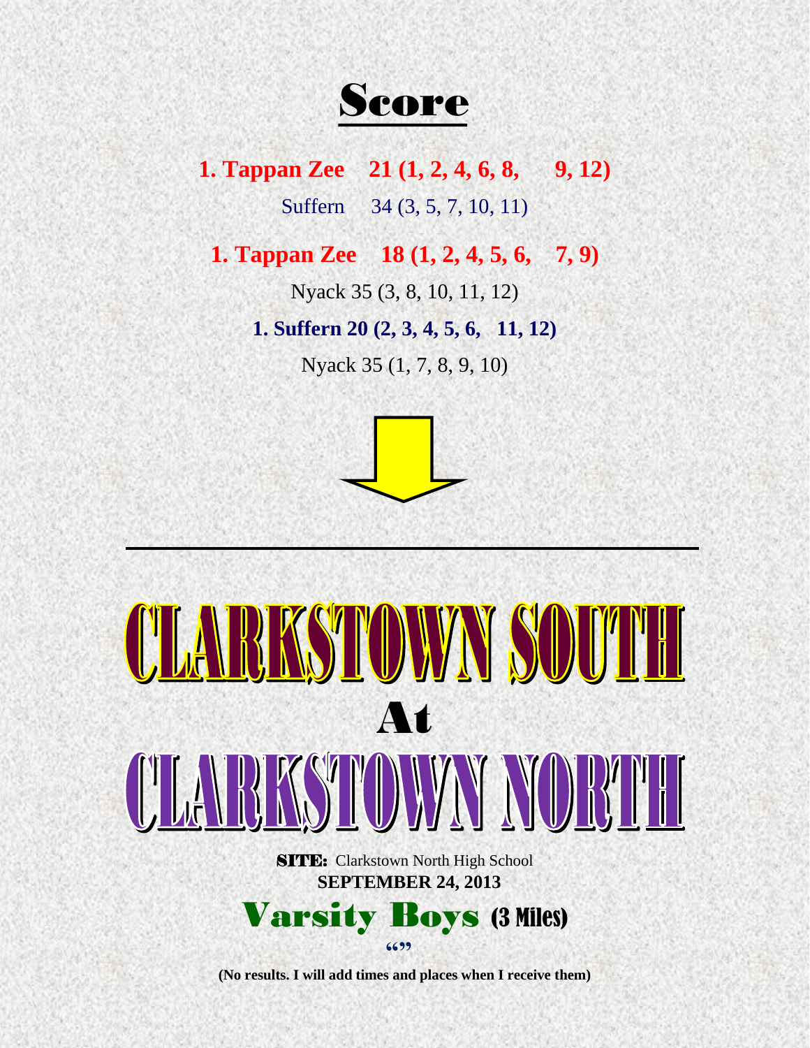# Score

**1. Tappan Zee 21 (1, 2, 4, 6, 8, 9, 12)**

Suffern 34 (3, 5, 7, 10, 11)

**1. Tappan Zee 18 (1, 2, 4, 5, 6, 7, 9)**

Nyack 35 (3, 8, 10, 11, 12)

**1. Suffern 20 (2, 3, 4, 5, 6, 11, 12)**

Nyack 35 (1, 7, 8, 9, 10)

---

# CLARKSTOWN SOUTH

# At

# CLARKSTOWN NORTH

**SITE:** Clarkstown North High School

**SEPTEMBER 24, 2013**

## Varsity Boys (3 Miles)

**“”**

**(No results. I will add times and places when I receive them)**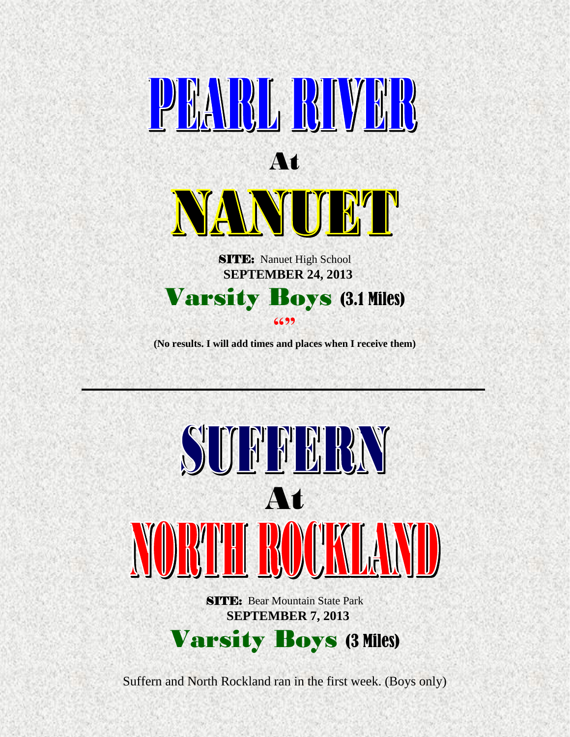# PEARL RIVER

## At

# NANUET

**SITE:** Nanuet High School

**SEPTEMBER 24, 2013**

## Varsity Boys (3.1 Miles)

""

**(No results. I will add times and places when I receive them)**

---

# SUFFERN

## At

# NORTH ROCKLAND

**SITE:** Bear Mountain State Park

**SEPTEMBER 7, 2013**

## Varsity Boys (3 Miles)

Suffern and North Rockland ran in the first week. (Boys only)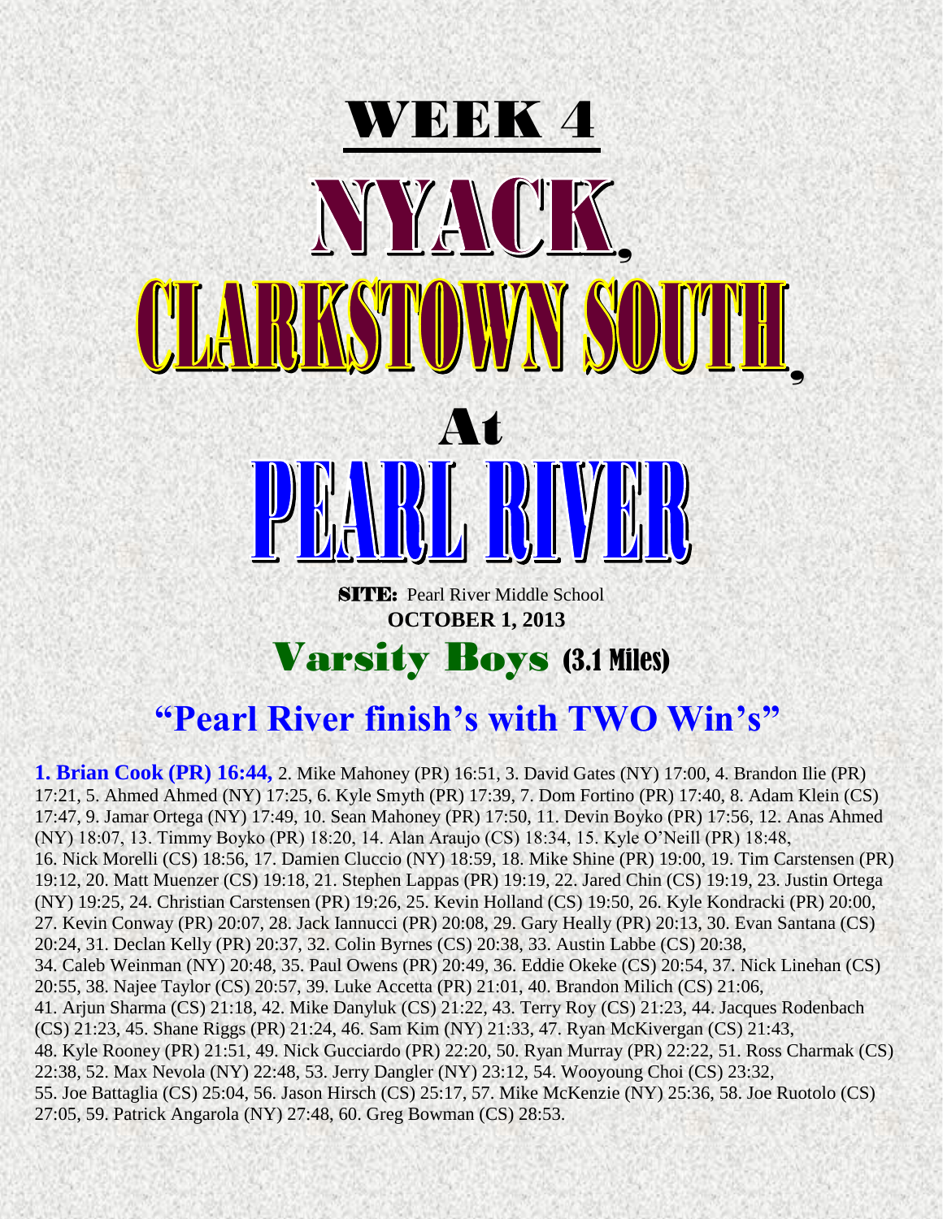# WEEK 4

# NYACK, CLARKSTOWN SOUTH, At PEARL RIVER

**SITE:** Pearl River Middle School
**OCTOBER 1, 2013**

## Varsity Boys (3.1 Miles)

## "Pearl River finish's with TWO Win's"

**1. Brian Cook (PR) 16:44,** 2. Mike Mahoney (PR) 16:51, 3. David Gates (NY) 17:00, 4. Brandon Ilie (PR) 17:21, 5. Ahmed Ahmed (NY) 17:25, 6. Kyle Smyth (PR) 17:39, 7. Dom Fortino (PR) 17:40, 8. Adam Klein (CS) 17:47, 9. Jamar Ortega (NY) 17:49, 10. Sean Mahoney (PR) 17:50, 11. Devin Boyko (PR) 17:56, 12. Anas Ahmed (NY) 18:07, 13. Timmy Boyko (PR) 18:20, 14. Alan Araujo (CS) 18:34, 15. Kyle O'Neill (PR) 18:48, 16. Nick Morelli (CS) 18:56, 17. Damien Cluccio (NY) 18:59, 18. Mike Shine (PR) 19:00, 19. Tim Carstensen (PR) 19:12, 20. Matt Muenzer (CS) 19:18, 21. Stephen Lappas (PR) 19:19, 22. Jared Chin (CS) 19:19, 23. Justin Ortega (NY) 19:25, 24. Christian Carstensen (PR) 19:26, 25. Kevin Holland (CS) 19:50, 26. Kyle Kondracki (PR) 20:00, 27. Kevin Conway (PR) 20:07, 28. Jack Iannucci (PR) 20:08, 29. Gary Heally (PR) 20:13, 30. Evan Santana (CS) 20:24, 31. Declan Kelly (PR) 20:37, 32. Colin Byrnes (CS) 20:38, 33. Austin Labbe (CS) 20:38, 34. Caleb Weinman (NY) 20:48, 35. Paul Owens (PR) 20:49, 36. Eddie Okeke (CS) 20:54, 37. Nick Linehan (CS) 20:55, 38. Najee Taylor (CS) 20:57, 39. Luke Accetta (PR) 21:01, 40. Brandon Milich (CS) 21:06, 41. Arjun Sharma (CS) 21:18, 42. Mike Danyluk (CS) 21:22, 43. Terry Roy (CS) 21:23, 44. Jacques Rodenbach (CS) 21:23, 45. Shane Riggs (PR) 21:24, 46. Sam Kim (NY) 21:33, 47. Ryan McKivergan (CS) 21:43, 48. Kyle Rooney (PR) 21:51, 49. Nick Gucciardo (PR) 22:20, 50. Ryan Murray (PR) 22:22, 51. Ross Charmak (CS) 22:38, 52. Max Nevola (NY) 22:48, 53. Jerry Dangler (NY) 23:12, 54. Wooyoung Choi (CS) 23:32, 55. Joe Battaglia (CS) 25:04, 56. Jason Hirsch (CS) 25:17, 57. Mike McKenzie (NY) 25:36, 58. Joe Ruotolo (CS) 27:05, 59. Patrick Angarola (NY) 27:48, 60. Greg Bowman (CS) 28:53.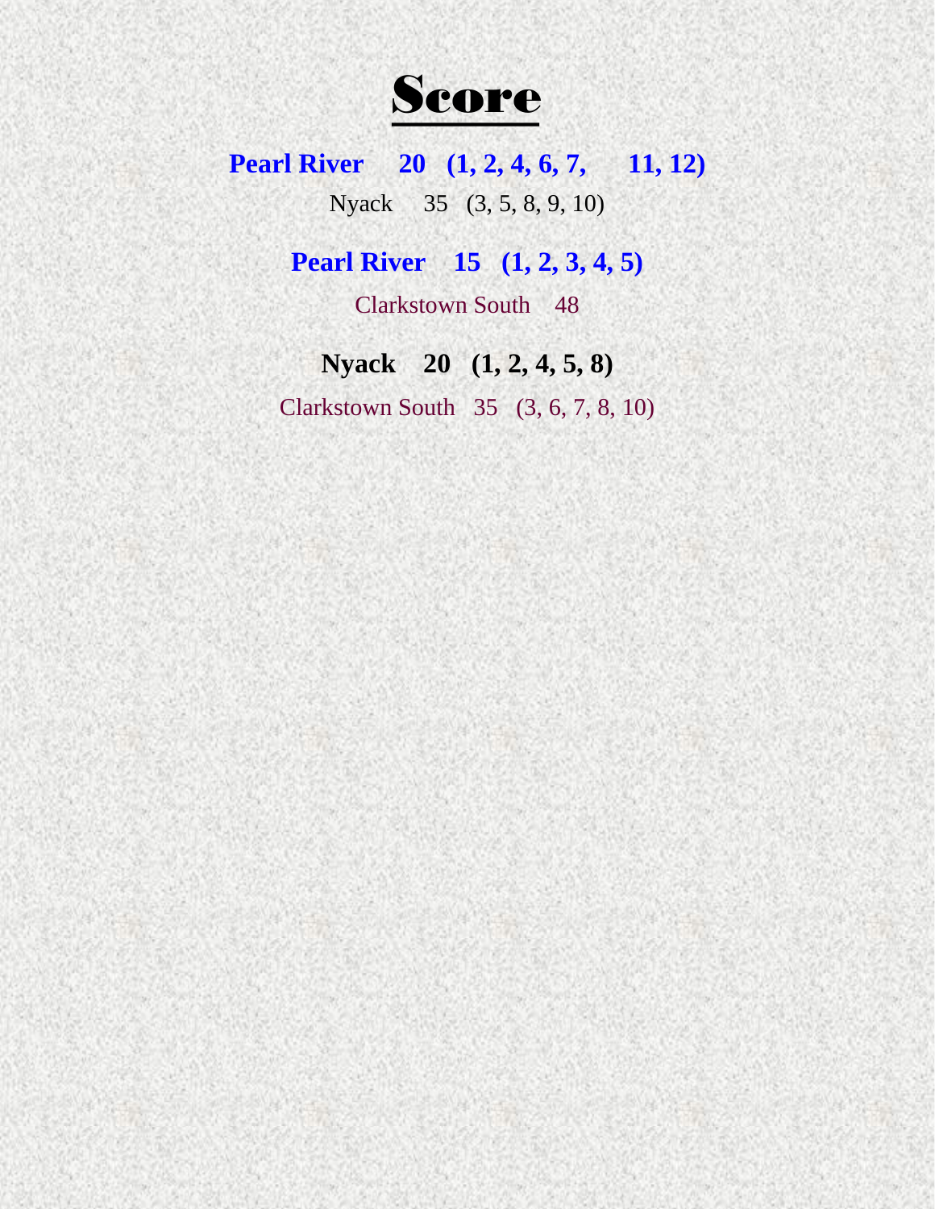# Score

**Pearl River 20 (1, 2, 4, 6, 7, 11, 12)**

Nyack 35 (3, 5, 8, 9, 10)

**Pearl River 15 (1, 2, 3, 4, 5)**

Clarkstown South 48

**Nyack 20 (1, 2, 4, 5, 8)**

Clarkstown South 35 (3, 6, 7, 8, 10)